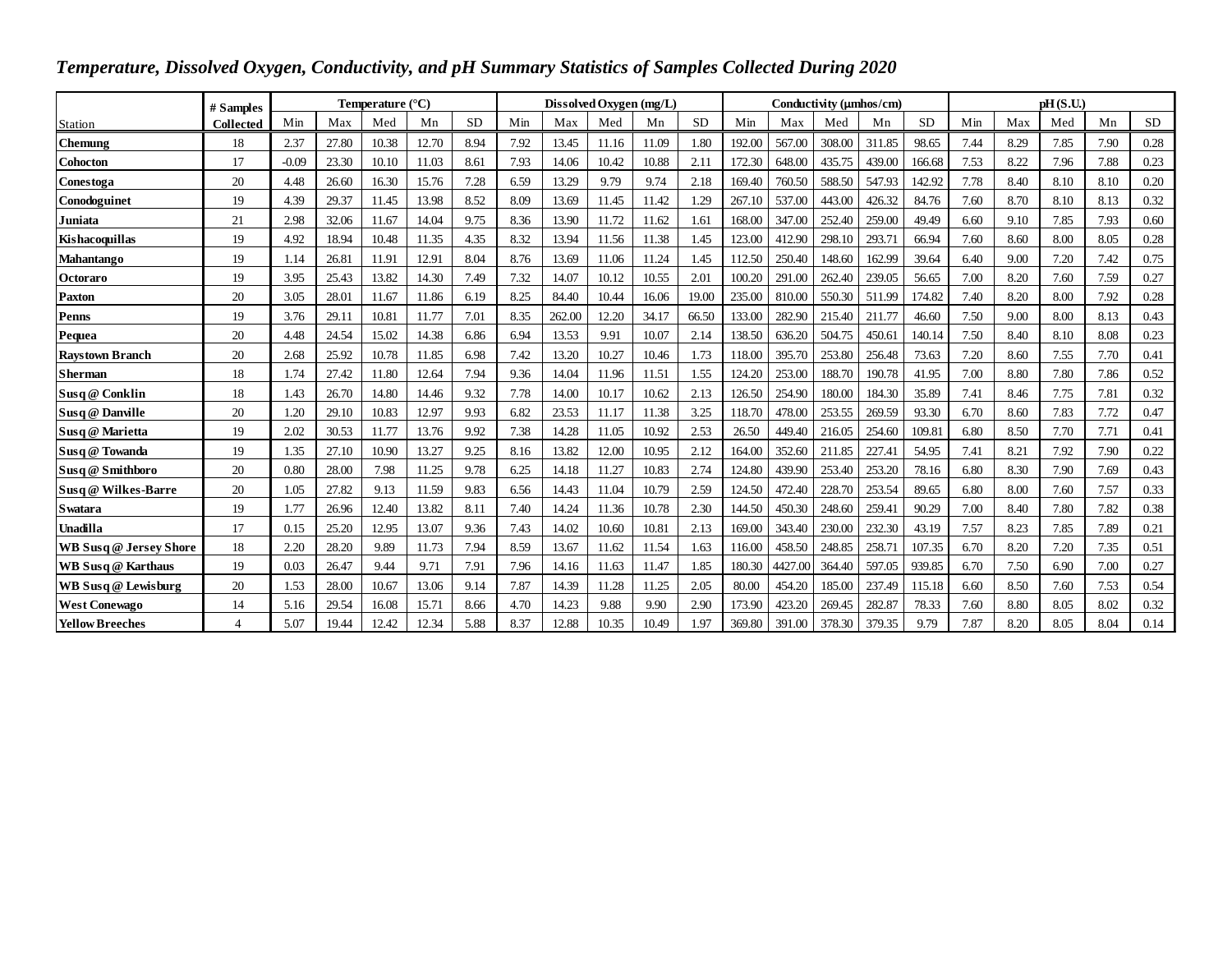*Temperature, Dissolved Oxygen, Conductivity, and pH Summary Statistics of Samples Collected During 2020*

| Station | # Samples Collected | Temperature (°C) | | | | | Dissolved Oxygen (mg/L) | | | | | Conductivity (µmhos/cm) | | | | | pH (S.U.) | | | | |
|---|---|---|---|---|---|---|---|---|---|---|---|---|---|---|---|---|---|---|---|---|---|
| | | Min | Max | Med | Mn | SD | Min | Max | Med | Mn | SD | Min | Max | Med | Mn | SD | Min | Max | Med | Mn | SD |
| **Chemung** | 18 | 2.37 | 27.80 | 10.38 | 12.70 | 8.94 | 7.92 | 13.45 | 11.16 | 11.09 | 1.80 | 192.00 | 567.00 | 308.00 | 311.85 | 98.65 | 7.44 | 8.29 | 7.85 | 7.90 | 0.28 |
| **Cohocton** | 17 | -0.09 | 23.30 | 10.10 | 11.03 | 8.61 | 7.93 | 14.06 | 10.42 | 10.88 | 2.11 | 172.30 | 648.00 | 435.75 | 439.00 | 166.68 | 7.53 | 8.22 | 7.96 | 7.88 | 0.23 |
| **Conestoga** | 20 | 4.48 | 26.60 | 16.30 | 15.76 | 7.28 | 6.59 | 13.29 | 9.79 | 9.74 | 2.18 | 169.40 | 760.50 | 588.50 | 547.93 | 142.92 | 7.78 | 8.40 | 8.10 | 8.10 | 0.20 |
| **Conodoguinet** | 19 | 4.39 | 29.37 | 11.45 | 13.98 | 8.52 | 8.09 | 13.69 | 11.45 | 11.42 | 1.29 | 267.10 | 537.00 | 443.00 | 426.32 | 84.76 | 7.60 | 8.70 | 8.10 | 8.13 | 0.32 |
| **Juniata** | 21 | 2.98 | 32.06 | 11.67 | 14.04 | 9.75 | 8.36 | 13.90 | 11.72 | 11.62 | 1.61 | 168.00 | 347.00 | 252.40 | 259.00 | 49.49 | 6.60 | 9.10 | 7.85 | 7.93 | 0.60 |
| **Kishacoquillas** | 19 | 4.92 | 18.94 | 10.48 | 11.35 | 4.35 | 8.32 | 13.94 | 11.56 | 11.38 | 1.45 | 123.00 | 412.90 | 298.10 | 293.71 | 66.94 | 7.60 | 8.60 | 8.00 | 8.05 | 0.28 |
| **Mahantango** | 19 | 1.14 | 26.81 | 11.91 | 12.91 | 8.04 | 8.76 | 13.69 | 11.06 | 11.24 | 1.45 | 112.50 | 250.40 | 148.60 | 162.99 | 39.64 | 6.40 | 9.00 | 7.20 | 7.42 | 0.75 |
| **Octoraro** | 19 | 3.95 | 25.43 | 13.82 | 14.30 | 7.49 | 7.32 | 14.07 | 10.12 | 10.55 | 2.01 | 100.20 | 291.00 | 262.40 | 239.05 | 56.65 | 7.00 | 8.20 | 7.60 | 7.59 | 0.27 |
| **Paxton** | 20 | 3.05 | 28.01 | 11.67 | 11.86 | 6.19 | 8.25 | 84.40 | 10.44 | 16.06 | 19.00 | 235.00 | 810.00 | 550.30 | 511.99 | 174.82 | 7.40 | 8.20 | 8.00 | 7.92 | 0.28 |
| **Penns** | 19 | 3.76 | 29.11 | 10.81 | 11.77 | 7.01 | 8.35 | 262.00 | 12.20 | 34.17 | 66.50 | 133.00 | 282.90 | 215.40 | 211.77 | 46.60 | 7.50 | 9.00 | 8.00 | 8.13 | 0.43 |
| **Pequea** | 20 | 4.48 | 24.54 | 15.02 | 14.38 | 6.86 | 6.94 | 13.53 | 9.91 | 10.07 | 2.14 | 138.50 | 636.20 | 504.75 | 450.61 | 140.14 | 7.50 | 8.40 | 8.10 | 8.08 | 0.23 |
| **Raystown Branch** | 20 | 2.68 | 25.92 | 10.78 | 11.85 | 6.98 | 7.42 | 13.20 | 10.27 | 10.46 | 1.73 | 118.00 | 395.70 | 253.80 | 256.48 | 73.63 | 7.20 | 8.60 | 7.55 | 7.70 | 0.41 |
| **Sherman** | 18 | 1.74 | 27.42 | 11.80 | 12.64 | 7.94 | 9.36 | 14.04 | 11.96 | 11.51 | 1.55 | 124.20 | 253.00 | 188.70 | 190.78 | 41.95 | 7.00 | 8.80 | 7.80 | 7.86 | 0.52 |
| **Susq @ Conklin** | 18 | 1.43 | 26.70 | 14.80 | 14.46 | 9.32 | 7.78 | 14.00 | 10.17 | 10.62 | 2.13 | 126.50 | 254.90 | 180.00 | 184.30 | 35.89 | 7.41 | 8.46 | 7.75 | 7.81 | 0.32 |
| **Susq @ Danville** | 20 | 1.20 | 29.10 | 10.83 | 12.97 | 9.93 | 6.82 | 23.53 | 11.17 | 11.38 | 3.25 | 118.70 | 478.00 | 253.55 | 269.59 | 93.30 | 6.70 | 8.60 | 7.83 | 7.72 | 0.47 |
| **Susq @ Marietta** | 19 | 2.02 | 30.53 | 11.77 | 13.76 | 9.92 | 7.38 | 14.28 | 11.05 | 10.92 | 2.53 | 26.50 | 449.40 | 216.05 | 254.60 | 109.81 | 6.80 | 8.50 | 7.70 | 7.71 | 0.41 |
| **Susq @ Towanda** | 19 | 1.35 | 27.10 | 10.90 | 13.27 | 9.25 | 8.16 | 13.82 | 12.00 | 10.95 | 2.12 | 164.00 | 352.60 | 211.85 | 227.41 | 54.95 | 7.41 | 8.21 | 7.92 | 7.90 | 0.22 |
| **Susq @ Smithboro** | 20 | 0.80 | 28.00 | 7.98 | 11.25 | 9.78 | 6.25 | 14.18 | 11.27 | 10.83 | 2.74 | 124.80 | 439.90 | 253.40 | 253.20 | 78.16 | 6.80 | 8.30 | 7.90 | 7.69 | 0.43 |
| **Susq @ Wilkes-Barre** | 20 | 1.05 | 27.82 | 9.13 | 11.59 | 9.83 | 6.56 | 14.43 | 11.04 | 10.79 | 2.59 | 124.50 | 472.40 | 228.70 | 253.54 | 89.65 | 6.80 | 8.00 | 7.60 | 7.57 | 0.33 |
| **Swatara** | 19 | 1.77 | 26.96 | 12.40 | 13.82 | 8.11 | 7.40 | 14.24 | 11.36 | 10.78 | 2.30 | 144.50 | 450.30 | 248.60 | 259.41 | 90.29 | 7.00 | 8.40 | 7.80 | 7.82 | 0.38 |
| **Unadilla** | 17 | 0.15 | 25.20 | 12.95 | 13.07 | 9.36 | 7.43 | 14.02 | 10.60 | 10.81 | 2.13 | 169.00 | 343.40 | 230.00 | 232.30 | 43.19 | 7.57 | 8.23 | 7.85 | 7.89 | 0.21 |
| **WB Susq @ Jersey Shore** | 18 | 2.20 | 28.20 | 9.89 | 11.73 | 7.94 | 8.59 | 13.67 | 11.62 | 11.54 | 1.63 | 116.00 | 458.50 | 248.85 | 258.71 | 107.35 | 6.70 | 8.20 | 7.20 | 7.35 | 0.51 |
| **WB Susq @ Karthaus** | 19 | 0.03 | 26.47 | 9.44 | 9.71 | 7.91 | 7.96 | 14.16 | 11.63 | 11.47 | 1.85 | 180.30 | 4427.00 | 364.40 | 597.05 | 939.85 | 6.70 | 7.50 | 6.90 | 7.00 | 0.27 |
| **WB Susq @ Lewisburg** | 20 | 1.53 | 28.00 | 10.67 | 13.06 | 9.14 | 7.87 | 14.39 | 11.28 | 11.25 | 2.05 | 80.00 | 454.20 | 185.00 | 237.49 | 115.18 | 6.60 | 8.50 | 7.60 | 7.53 | 0.54 |
| **West Conewago** | 14 | 5.16 | 29.54 | 16.08 | 15.71 | 8.66 | 4.70 | 14.23 | 9.88 | 9.90 | 2.90 | 173.90 | 423.20 | 269.45 | 282.87 | 78.33 | 7.60 | 8.80 | 8.05 | 8.02 | 0.32 |
| **Yellow Breeches** | 4 | 5.07 | 19.44 | 12.42 | 12.34 | 5.88 | 8.37 | 12.88 | 10.35 | 10.49 | 1.97 | 369.80 | 391.00 | 378.30 | 379.35 | 9.79 | 7.87 | 8.20 | 8.05 | 8.04 | 0.14 |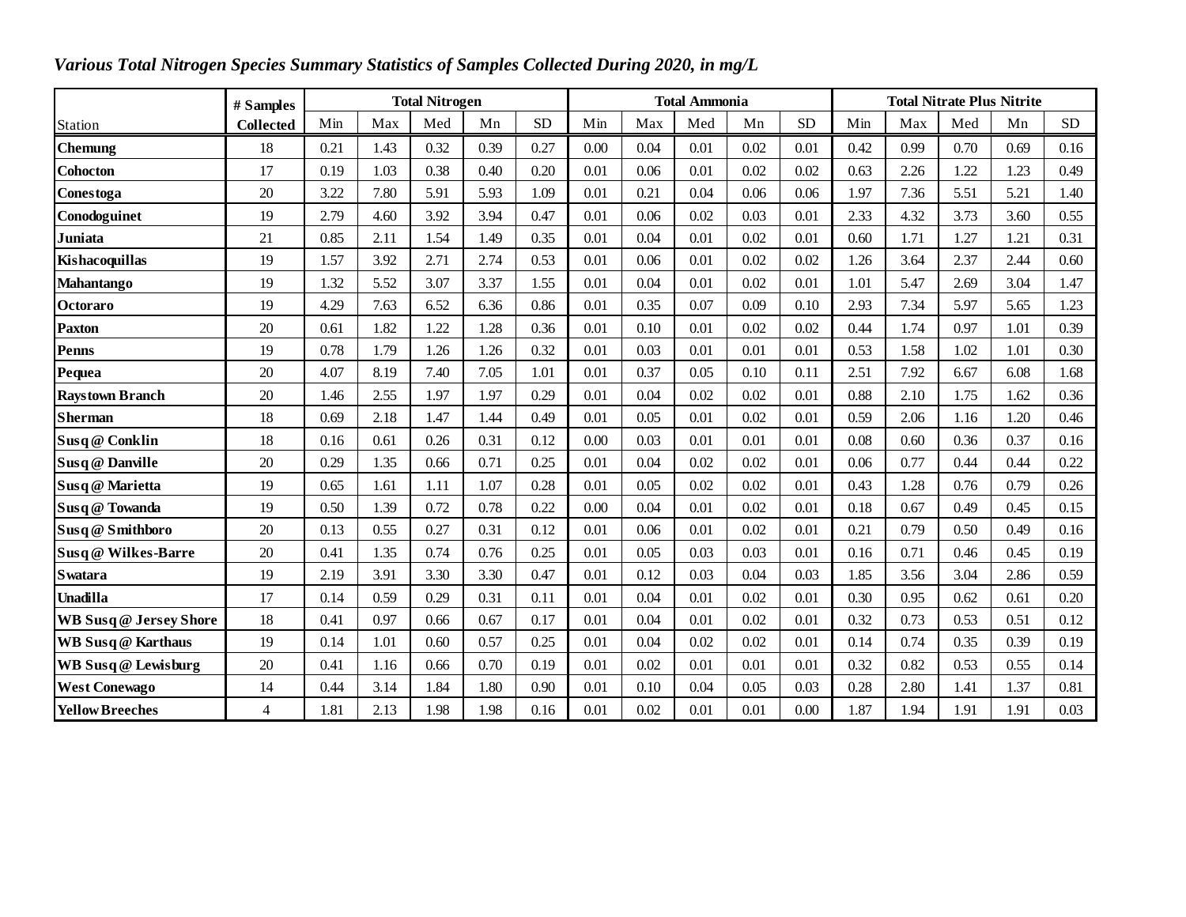***Various Total Nitrogen Species Summary Statistics of Samples Collected During 2020, in mg/L***

| Station | # Samples Collected | Total Nitrogen | | | | | Total Ammonia | | | | | Total Nitrate Plus Nitrite | | | | |
|---|---|---|---|---|---|---|---|---|---|---|---|---|---|---|---|---|
| | | Min | Max | Med | Mn | SD | Min | Max | Med | Mn | SD | Min | Max | Med | Mn | SD |
| **Chemung** | 18 | 0.21 | 1.43 | 0.32 | 0.39 | 0.27 | 0.00 | 0.04 | 0.01 | 0.02 | 0.01 | 0.42 | 0.99 | 0.70 | 0.69 | 0.16 |
| **Cohocton** | 17 | 0.19 | 1.03 | 0.38 | 0.40 | 0.20 | 0.01 | 0.06 | 0.01 | 0.02 | 0.02 | 0.63 | 2.26 | 1.22 | 1.23 | 0.49 |
| **Conestoga** | 20 | 3.22 | 7.80 | 5.91 | 5.93 | 1.09 | 0.01 | 0.21 | 0.04 | 0.06 | 0.06 | 1.97 | 7.36 | 5.51 | 5.21 | 1.40 |
| **Conodoguinet** | 19 | 2.79 | 4.60 | 3.92 | 3.94 | 0.47 | 0.01 | 0.06 | 0.02 | 0.03 | 0.01 | 2.33 | 4.32 | 3.73 | 3.60 | 0.55 |
| **Juniata** | 21 | 0.85 | 2.11 | 1.54 | 1.49 | 0.35 | 0.01 | 0.04 | 0.01 | 0.02 | 0.01 | 0.60 | 1.71 | 1.27 | 1.21 | 0.31 |
| **Kishacoquillas** | 19 | 1.57 | 3.92 | 2.71 | 2.74 | 0.53 | 0.01 | 0.06 | 0.01 | 0.02 | 0.02 | 1.26 | 3.64 | 2.37 | 2.44 | 0.60 |
| **Mahantango** | 19 | 1.32 | 5.52 | 3.07 | 3.37 | 1.55 | 0.01 | 0.04 | 0.01 | 0.02 | 0.01 | 1.01 | 5.47 | 2.69 | 3.04 | 1.47 |
| **Octoraro** | 19 | 4.29 | 7.63 | 6.52 | 6.36 | 0.86 | 0.01 | 0.35 | 0.07 | 0.09 | 0.10 | 2.93 | 7.34 | 5.97 | 5.65 | 1.23 |
| **Paxton** | 20 | 0.61 | 1.82 | 1.22 | 1.28 | 0.36 | 0.01 | 0.10 | 0.01 | 0.02 | 0.02 | 0.44 | 1.74 | 0.97 | 1.01 | 0.39 |
| **Penns** | 19 | 0.78 | 1.79 | 1.26 | 1.26 | 0.32 | 0.01 | 0.03 | 0.01 | 0.01 | 0.01 | 0.53 | 1.58 | 1.02 | 1.01 | 0.30 |
| **Pequea** | 20 | 4.07 | 8.19 | 7.40 | 7.05 | 1.01 | 0.01 | 0.37 | 0.05 | 0.10 | 0.11 | 2.51 | 7.92 | 6.67 | 6.08 | 1.68 |
| **Raystown Branch** | 20 | 1.46 | 2.55 | 1.97 | 1.97 | 0.29 | 0.01 | 0.04 | 0.02 | 0.02 | 0.01 | 0.88 | 2.10 | 1.75 | 1.62 | 0.36 |
| **Sherman** | 18 | 0.69 | 2.18 | 1.47 | 1.44 | 0.49 | 0.01 | 0.05 | 0.01 | 0.02 | 0.01 | 0.59 | 2.06 | 1.16 | 1.20 | 0.46 |
| **Susq @ Conklin** | 18 | 0.16 | 0.61 | 0.26 | 0.31 | 0.12 | 0.00 | 0.03 | 0.01 | 0.01 | 0.01 | 0.08 | 0.60 | 0.36 | 0.37 | 0.16 |
| **Susq @ Danville** | 20 | 0.29 | 1.35 | 0.66 | 0.71 | 0.25 | 0.01 | 0.04 | 0.02 | 0.02 | 0.01 | 0.06 | 0.77 | 0.44 | 0.44 | 0.22 |
| **Susq @ Marietta** | 19 | 0.65 | 1.61 | 1.11 | 1.07 | 0.28 | 0.01 | 0.05 | 0.02 | 0.02 | 0.01 | 0.43 | 1.28 | 0.76 | 0.79 | 0.26 |
| **Susq @ Towanda** | 19 | 0.50 | 1.39 | 0.72 | 0.78 | 0.22 | 0.00 | 0.04 | 0.01 | 0.02 | 0.01 | 0.18 | 0.67 | 0.49 | 0.45 | 0.15 |
| **Susq @ Smithboro** | 20 | 0.13 | 0.55 | 0.27 | 0.31 | 0.12 | 0.01 | 0.06 | 0.01 | 0.02 | 0.01 | 0.21 | 0.79 | 0.50 | 0.49 | 0.16 |
| **Susq @ Wilkes-Barre** | 20 | 0.41 | 1.35 | 0.74 | 0.76 | 0.25 | 0.01 | 0.05 | 0.03 | 0.03 | 0.01 | 0.16 | 0.71 | 0.46 | 0.45 | 0.19 |
| **Swatara** | 19 | 2.19 | 3.91 | 3.30 | 3.30 | 0.47 | 0.01 | 0.12 | 0.03 | 0.04 | 0.03 | 1.85 | 3.56 | 3.04 | 2.86 | 0.59 |
| **Unadilla** | 17 | 0.14 | 0.59 | 0.29 | 0.31 | 0.11 | 0.01 | 0.04 | 0.01 | 0.02 | 0.01 | 0.30 | 0.95 | 0.62 | 0.61 | 0.20 |
| **WB Susq @ Jersey Shore** | 18 | 0.41 | 0.97 | 0.66 | 0.67 | 0.17 | 0.01 | 0.04 | 0.01 | 0.02 | 0.01 | 0.32 | 0.73 | 0.53 | 0.51 | 0.12 |
| **WB Susq @ Karthaus** | 19 | 0.14 | 1.01 | 0.60 | 0.57 | 0.25 | 0.01 | 0.04 | 0.02 | 0.02 | 0.01 | 0.14 | 0.74 | 0.35 | 0.39 | 0.19 |
| **WB Susq @ Lewisburg** | 20 | 0.41 | 1.16 | 0.66 | 0.70 | 0.19 | 0.01 | 0.02 | 0.01 | 0.01 | 0.01 | 0.32 | 0.82 | 0.53 | 0.55 | 0.14 |
| **West Conewago** | 14 | 0.44 | 3.14 | 1.84 | 1.80 | 0.90 | 0.01 | 0.10 | 0.04 | 0.05 | 0.03 | 0.28 | 2.80 | 1.41 | 1.37 | 0.81 |
| **Yellow Breeches** | 4 | 1.81 | 2.13 | 1.98 | 1.98 | 0.16 | 0.01 | 0.02 | 0.01 | 0.01 | 0.00 | 1.87 | 1.94 | 1.91 | 1.91 | 0.03 |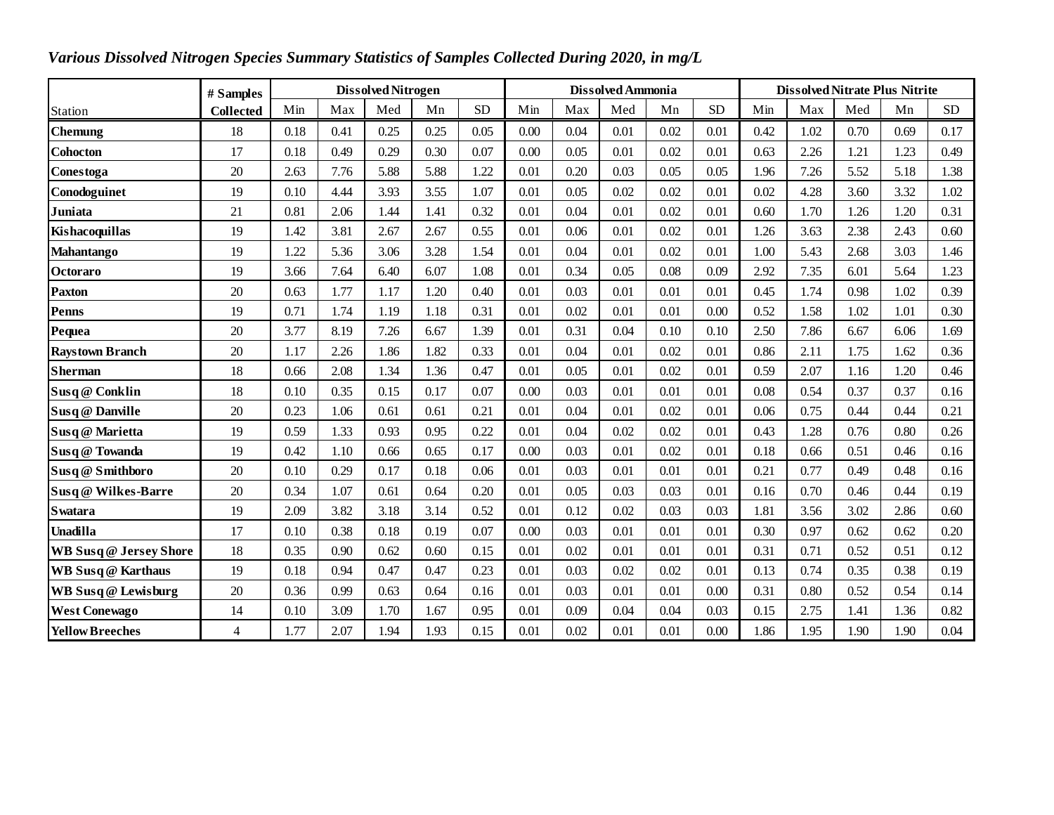*Various Dissolved Nitrogen Species Summary Statistics of Samples Collected During 2020, in mg/L*

| Station | # Samples Collected | Dissolved Nitrogen | | | | | Dissolved Ammonia | | | | | Dissolved Nitrate Plus Nitrite | | | | |
|---|---|---|---|---|---|---|---|---|---|---|---|---|---|---|---|---|
| | | Min | Max | Med | Mn | SD | Min | Max | Med | Mn | SD | Min | Max | Med | Mn | SD |
| **Chemung** | 18 | 0.18 | 0.41 | 0.25 | 0.25 | 0.05 | 0.00 | 0.04 | 0.01 | 0.02 | 0.01 | 0.42 | 1.02 | 0.70 | 0.69 | 0.17 |
| **Cohocton** | 17 | 0.18 | 0.49 | 0.29 | 0.30 | 0.07 | 0.00 | 0.05 | 0.01 | 0.02 | 0.01 | 0.63 | 2.26 | 1.21 | 1.23 | 0.49 |
| **Conestoga** | 20 | 2.63 | 7.76 | 5.88 | 5.88 | 1.22 | 0.01 | 0.20 | 0.03 | 0.05 | 0.05 | 1.96 | 7.26 | 5.52 | 5.18 | 1.38 |
| **Conodoguinet** | 19 | 0.10 | 4.44 | 3.93 | 3.55 | 1.07 | 0.01 | 0.05 | 0.02 | 0.02 | 0.01 | 0.02 | 4.28 | 3.60 | 3.32 | 1.02 |
| **Juniata** | 21 | 0.81 | 2.06 | 1.44 | 1.41 | 0.32 | 0.01 | 0.04 | 0.01 | 0.02 | 0.01 | 0.60 | 1.70 | 1.26 | 1.20 | 0.31 |
| **Kishacoquillas** | 19 | 1.42 | 3.81 | 2.67 | 2.67 | 0.55 | 0.01 | 0.06 | 0.01 | 0.02 | 0.01 | 1.26 | 3.63 | 2.38 | 2.43 | 0.60 |
| **Mahantango** | 19 | 1.22 | 5.36 | 3.06 | 3.28 | 1.54 | 0.01 | 0.04 | 0.01 | 0.02 | 0.01 | 1.00 | 5.43 | 2.68 | 3.03 | 1.46 |
| **Octoraro** | 19 | 3.66 | 7.64 | 6.40 | 6.07 | 1.08 | 0.01 | 0.34 | 0.05 | 0.08 | 0.09 | 2.92 | 7.35 | 6.01 | 5.64 | 1.23 |
| **Paxton** | 20 | 0.63 | 1.77 | 1.17 | 1.20 | 0.40 | 0.01 | 0.03 | 0.01 | 0.01 | 0.01 | 0.45 | 1.74 | 0.98 | 1.02 | 0.39 |
| **Penns** | 19 | 0.71 | 1.74 | 1.19 | 1.18 | 0.31 | 0.01 | 0.02 | 0.01 | 0.01 | 0.00 | 0.52 | 1.58 | 1.02 | 1.01 | 0.30 |
| **Pequea** | 20 | 3.77 | 8.19 | 7.26 | 6.67 | 1.39 | 0.01 | 0.31 | 0.04 | 0.10 | 0.10 | 2.50 | 7.86 | 6.67 | 6.06 | 1.69 |
| **Raystown Branch** | 20 | 1.17 | 2.26 | 1.86 | 1.82 | 0.33 | 0.01 | 0.04 | 0.01 | 0.02 | 0.01 | 0.86 | 2.11 | 1.75 | 1.62 | 0.36 |
| **Sherman** | 18 | 0.66 | 2.08 | 1.34 | 1.36 | 0.47 | 0.01 | 0.05 | 0.01 | 0.02 | 0.01 | 0.59 | 2.07 | 1.16 | 1.20 | 0.46 |
| **Susq @ Conklin** | 18 | 0.10 | 0.35 | 0.15 | 0.17 | 0.07 | 0.00 | 0.03 | 0.01 | 0.01 | 0.01 | 0.08 | 0.54 | 0.37 | 0.37 | 0.16 |
| **Susq @ Danville** | 20 | 0.23 | 1.06 | 0.61 | 0.61 | 0.21 | 0.01 | 0.04 | 0.01 | 0.02 | 0.01 | 0.06 | 0.75 | 0.44 | 0.44 | 0.21 |
| **Susq @ Marietta** | 19 | 0.59 | 1.33 | 0.93 | 0.95 | 0.22 | 0.01 | 0.04 | 0.02 | 0.02 | 0.01 | 0.43 | 1.28 | 0.76 | 0.80 | 0.26 |
| **Susq @ Towanda** | 19 | 0.42 | 1.10 | 0.66 | 0.65 | 0.17 | 0.00 | 0.03 | 0.01 | 0.02 | 0.01 | 0.18 | 0.66 | 0.51 | 0.46 | 0.16 |
| **Susq @ Smithboro** | 20 | 0.10 | 0.29 | 0.17 | 0.18 | 0.06 | 0.01 | 0.03 | 0.01 | 0.01 | 0.01 | 0.21 | 0.77 | 0.49 | 0.48 | 0.16 |
| **Susq @ Wilkes-Barre** | 20 | 0.34 | 1.07 | 0.61 | 0.64 | 0.20 | 0.01 | 0.05 | 0.03 | 0.03 | 0.01 | 0.16 | 0.70 | 0.46 | 0.44 | 0.19 |
| **Swatara** | 19 | 2.09 | 3.82 | 3.18 | 3.14 | 0.52 | 0.01 | 0.12 | 0.02 | 0.03 | 0.03 | 1.81 | 3.56 | 3.02 | 2.86 | 0.60 |
| **Unadilla** | 17 | 0.10 | 0.38 | 0.18 | 0.19 | 0.07 | 0.00 | 0.03 | 0.01 | 0.01 | 0.01 | 0.30 | 0.97 | 0.62 | 0.62 | 0.20 |
| **WB Susq @ Jersey Shore** | 18 | 0.35 | 0.90 | 0.62 | 0.60 | 0.15 | 0.01 | 0.02 | 0.01 | 0.01 | 0.01 | 0.31 | 0.71 | 0.52 | 0.51 | 0.12 |
| **WB Susq @ Karthaus** | 19 | 0.18 | 0.94 | 0.47 | 0.47 | 0.23 | 0.01 | 0.03 | 0.02 | 0.02 | 0.01 | 0.13 | 0.74 | 0.35 | 0.38 | 0.19 |
| **WB Susq @ Lewisburg** | 20 | 0.36 | 0.99 | 0.63 | 0.64 | 0.16 | 0.01 | 0.03 | 0.01 | 0.01 | 0.00 | 0.31 | 0.80 | 0.52 | 0.54 | 0.14 |
| **West Conewago** | 14 | 0.10 | 3.09 | 1.70 | 1.67 | 0.95 | 0.01 | 0.09 | 0.04 | 0.04 | 0.03 | 0.15 | 2.75 | 1.41 | 1.36 | 0.82 |
| **Yellow Breeches** | 4 | 1.77 | 2.07 | 1.94 | 1.93 | 0.15 | 0.01 | 0.02 | 0.01 | 0.01 | 0.00 | 1.86 | 1.95 | 1.90 | 1.90 | 0.04 |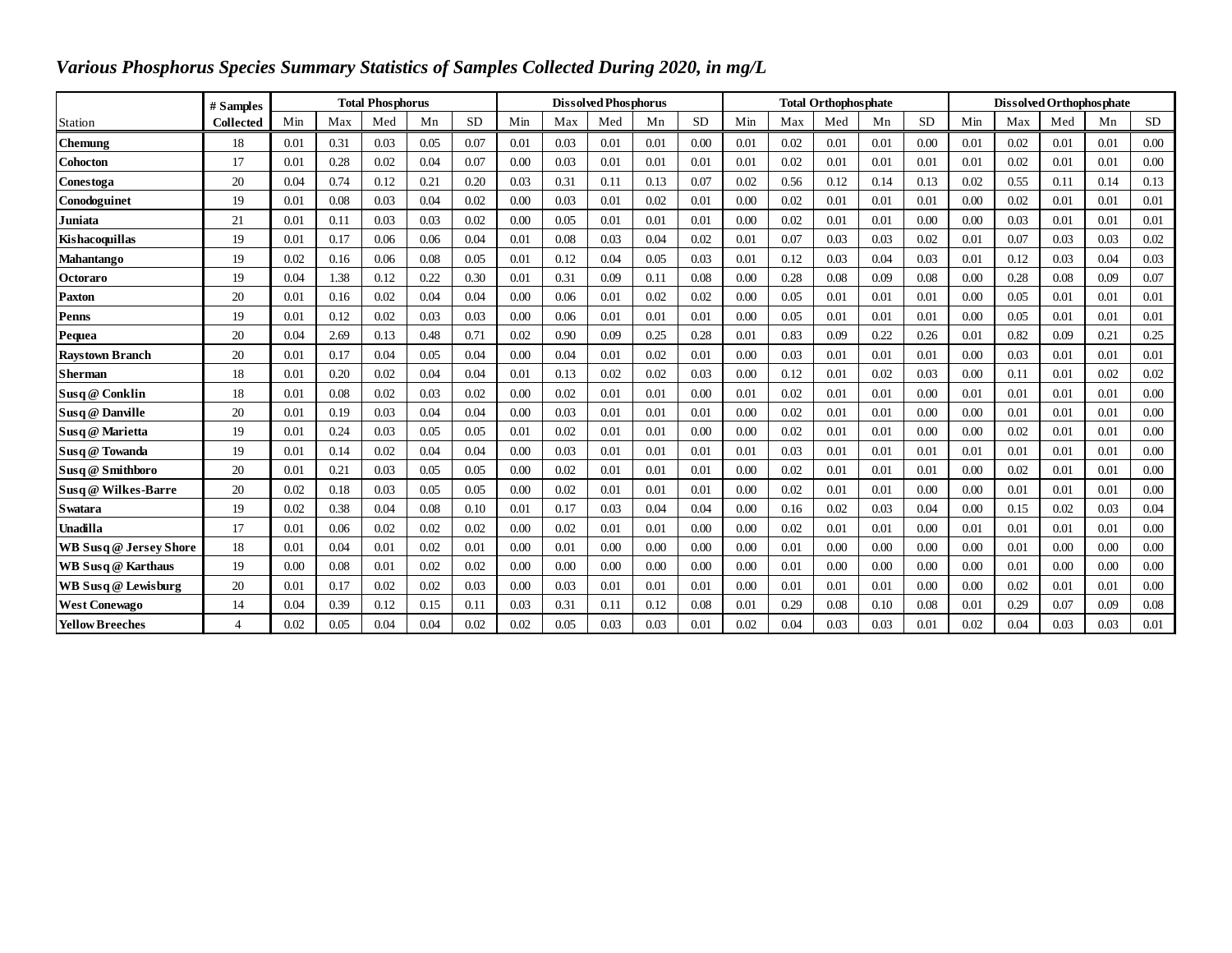### *Various Phosphorus Species Summary Statistics of Samples Collected During 2020, in mg/L*

| | # Samples | Total Phosphorus | | | | | Dissolved Phosphorus | | | | | Total Orthophosphate | | | | | Dissolved Orthophosphate | | | | |
|---|---|---|---|---|---|---|---|---|---|---|---|---|---|---|---|---|---|---|---|---|---|
| Station | Collected | Min | Max | Med | Mn | SD | Min | Max | Med | Mn | SD | Min | Max | Med | Mn | SD | Min | Max | Med | Mn | SD |
| **Chemung** | 18 | 0.01 | 0.31 | 0.03 | 0.05 | 0.07 | 0.01 | 0.03 | 0.01 | 0.01 | 0.00 | 0.01 | 0.02 | 0.01 | 0.01 | 0.00 | 0.01 | 0.02 | 0.01 | 0.01 | 0.00 |
| **Cohocton** | 17 | 0.01 | 0.28 | 0.02 | 0.04 | 0.07 | 0.00 | 0.03 | 0.01 | 0.01 | 0.01 | 0.01 | 0.02 | 0.01 | 0.01 | 0.01 | 0.01 | 0.02 | 0.01 | 0.01 | 0.00 |
| **Conestoga** | 20 | 0.04 | 0.74 | 0.12 | 0.21 | 0.20 | 0.03 | 0.31 | 0.11 | 0.13 | 0.07 | 0.02 | 0.56 | 0.12 | 0.14 | 0.13 | 0.02 | 0.55 | 0.11 | 0.14 | 0.13 |
| **Conodoguinet** | 19 | 0.01 | 0.08 | 0.03 | 0.04 | 0.02 | 0.00 | 0.03 | 0.01 | 0.02 | 0.01 | 0.00 | 0.02 | 0.01 | 0.01 | 0.01 | 0.00 | 0.02 | 0.01 | 0.01 | 0.01 |
| **Juniata** | 21 | 0.01 | 0.11 | 0.03 | 0.03 | 0.02 | 0.00 | 0.05 | 0.01 | 0.01 | 0.01 | 0.00 | 0.02 | 0.01 | 0.01 | 0.00 | 0.00 | 0.03 | 0.01 | 0.01 | 0.01 |
| **Kishacoquillas** | 19 | 0.01 | 0.17 | 0.06 | 0.06 | 0.04 | 0.01 | 0.08 | 0.03 | 0.04 | 0.02 | 0.01 | 0.07 | 0.03 | 0.03 | 0.02 | 0.01 | 0.07 | 0.03 | 0.03 | 0.02 |
| **Mahantango** | 19 | 0.02 | 0.16 | 0.06 | 0.08 | 0.05 | 0.01 | 0.12 | 0.04 | 0.05 | 0.03 | 0.01 | 0.12 | 0.03 | 0.04 | 0.03 | 0.01 | 0.12 | 0.03 | 0.04 | 0.03 |
| **Octoraro** | 19 | 0.04 | 1.38 | 0.12 | 0.22 | 0.30 | 0.01 | 0.31 | 0.09 | 0.11 | 0.08 | 0.00 | 0.28 | 0.08 | 0.09 | 0.08 | 0.00 | 0.28 | 0.08 | 0.09 | 0.07 |
| **Paxton** | 20 | 0.01 | 0.16 | 0.02 | 0.04 | 0.04 | 0.00 | 0.06 | 0.01 | 0.02 | 0.02 | 0.00 | 0.05 | 0.01 | 0.01 | 0.01 | 0.00 | 0.05 | 0.01 | 0.01 | 0.01 |
| **Penns** | 19 | 0.01 | 0.12 | 0.02 | 0.03 | 0.03 | 0.00 | 0.06 | 0.01 | 0.01 | 0.01 | 0.00 | 0.05 | 0.01 | 0.01 | 0.01 | 0.00 | 0.05 | 0.01 | 0.01 | 0.01 |
| **Pequea** | 20 | 0.04 | 2.69 | 0.13 | 0.48 | 0.71 | 0.02 | 0.90 | 0.09 | 0.25 | 0.28 | 0.01 | 0.83 | 0.09 | 0.22 | 0.26 | 0.01 | 0.82 | 0.09 | 0.21 | 0.25 |
| **Raystown Branch** | 20 | 0.01 | 0.17 | 0.04 | 0.05 | 0.04 | 0.00 | 0.04 | 0.01 | 0.02 | 0.01 | 0.00 | 0.03 | 0.01 | 0.01 | 0.01 | 0.00 | 0.03 | 0.01 | 0.01 | 0.01 |
| **Sherman** | 18 | 0.01 | 0.20 | 0.02 | 0.04 | 0.04 | 0.01 | 0.13 | 0.02 | 0.02 | 0.03 | 0.00 | 0.12 | 0.01 | 0.02 | 0.03 | 0.00 | 0.11 | 0.01 | 0.02 | 0.02 |
| **Susq @ Conklin** | 18 | 0.01 | 0.08 | 0.02 | 0.03 | 0.02 | 0.00 | 0.02 | 0.01 | 0.01 | 0.00 | 0.01 | 0.02 | 0.01 | 0.01 | 0.00 | 0.01 | 0.01 | 0.01 | 0.01 | 0.00 |
| **Susq @ Danville** | 20 | 0.01 | 0.19 | 0.03 | 0.04 | 0.04 | 0.00 | 0.03 | 0.01 | 0.01 | 0.01 | 0.00 | 0.02 | 0.01 | 0.01 | 0.00 | 0.00 | 0.01 | 0.01 | 0.01 | 0.00 |
| **Susq @ Marietta** | 19 | 0.01 | 0.24 | 0.03 | 0.05 | 0.05 | 0.01 | 0.02 | 0.01 | 0.01 | 0.00 | 0.00 | 0.02 | 0.01 | 0.01 | 0.00 | 0.00 | 0.02 | 0.01 | 0.01 | 0.00 |
| **Susq @ Towanda** | 19 | 0.01 | 0.14 | 0.02 | 0.04 | 0.04 | 0.00 | 0.03 | 0.01 | 0.01 | 0.01 | 0.01 | 0.03 | 0.01 | 0.01 | 0.01 | 0.01 | 0.01 | 0.01 | 0.01 | 0.00 |
| **Susq @ Smithboro** | 20 | 0.01 | 0.21 | 0.03 | 0.05 | 0.05 | 0.00 | 0.02 | 0.01 | 0.01 | 0.01 | 0.00 | 0.02 | 0.01 | 0.01 | 0.01 | 0.00 | 0.02 | 0.01 | 0.01 | 0.00 |
| **Susq @ Wilkes-Barre** | 20 | 0.02 | 0.18 | 0.03 | 0.05 | 0.05 | 0.00 | 0.02 | 0.01 | 0.01 | 0.01 | 0.00 | 0.02 | 0.01 | 0.01 | 0.00 | 0.00 | 0.01 | 0.01 | 0.01 | 0.00 |
| **Swatara** | 19 | 0.02 | 0.38 | 0.04 | 0.08 | 0.10 | 0.01 | 0.17 | 0.03 | 0.04 | 0.04 | 0.00 | 0.16 | 0.02 | 0.03 | 0.04 | 0.00 | 0.15 | 0.02 | 0.03 | 0.04 |
| **Unadilla** | 17 | 0.01 | 0.06 | 0.02 | 0.02 | 0.02 | 0.00 | 0.02 | 0.01 | 0.01 | 0.00 | 0.00 | 0.02 | 0.01 | 0.01 | 0.00 | 0.01 | 0.01 | 0.01 | 0.01 | 0.00 |
| **WB Susq @ Jersey Shore** | 18 | 0.01 | 0.04 | 0.01 | 0.02 | 0.01 | 0.00 | 0.01 | 0.00 | 0.00 | 0.00 | 0.00 | 0.01 | 0.00 | 0.00 | 0.00 | 0.00 | 0.01 | 0.00 | 0.00 | 0.00 |
| **WB Susq @ Karthaus** | 19 | 0.00 | 0.08 | 0.01 | 0.02 | 0.02 | 0.00 | 0.00 | 0.00 | 0.00 | 0.00 | 0.00 | 0.01 | 0.00 | 0.00 | 0.00 | 0.00 | 0.01 | 0.00 | 0.00 | 0.00 |
| **WB Susq @ Lewisburg** | 20 | 0.01 | 0.17 | 0.02 | 0.02 | 0.03 | 0.00 | 0.03 | 0.01 | 0.01 | 0.01 | 0.00 | 0.01 | 0.01 | 0.01 | 0.00 | 0.00 | 0.02 | 0.01 | 0.01 | 0.00 |
| **West Conewago** | 14 | 0.04 | 0.39 | 0.12 | 0.15 | 0.11 | 0.03 | 0.31 | 0.11 | 0.12 | 0.08 | 0.01 | 0.29 | 0.08 | 0.10 | 0.08 | 0.01 | 0.29 | 0.07 | 0.09 | 0.08 |
| **Yellow Breeches** | 4 | 0.02 | 0.05 | 0.04 | 0.04 | 0.02 | 0.02 | 0.05 | 0.03 | 0.03 | 0.01 | 0.02 | 0.04 | 0.03 | 0.03 | 0.01 | 0.02 | 0.04 | 0.03 | 0.03 | 0.01 |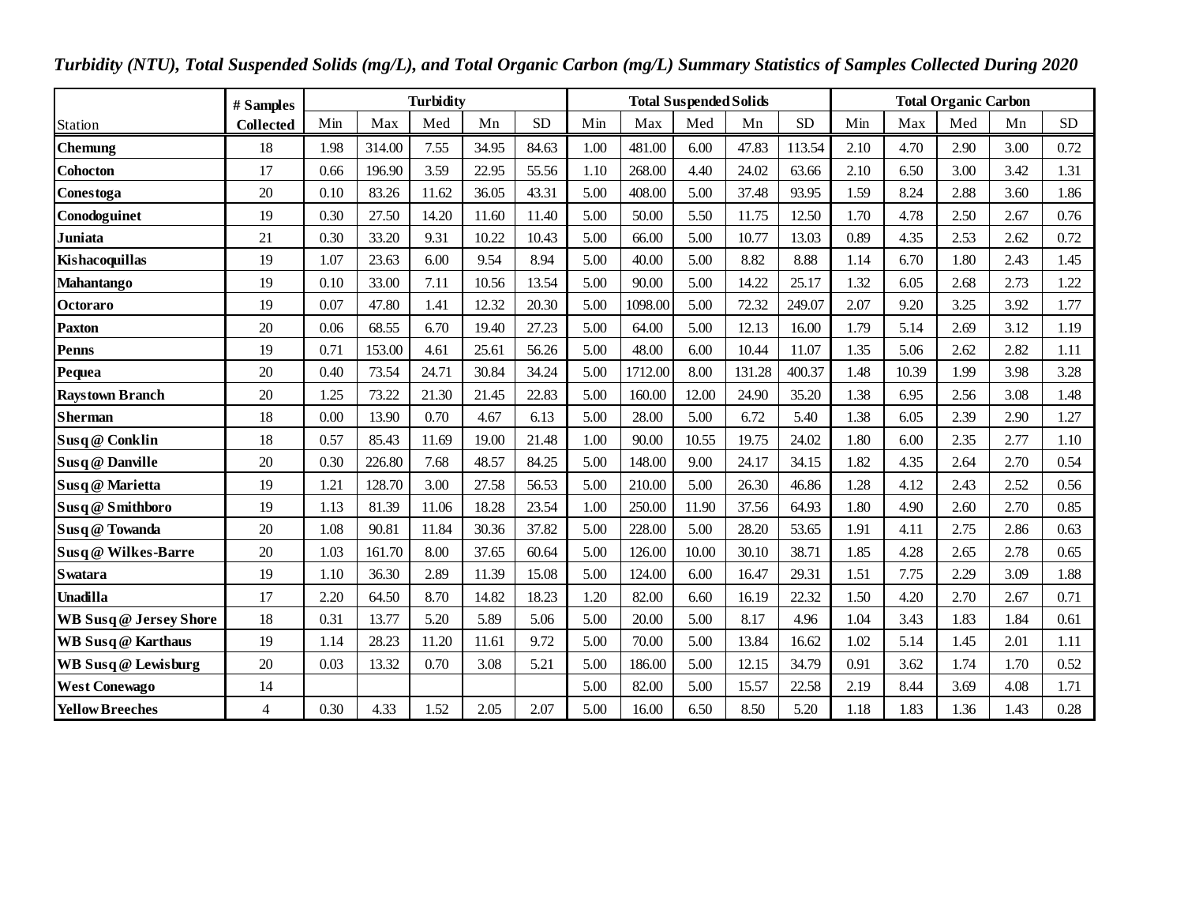*Turbidity (NTU), Total Suspended Solids (mg/L), and Total Organic Carbon (mg/L) Summary Statistics of Samples Collected During 2020*

| | # Samples | Turbidity | | | | | Total Suspended Solids | | | | | Total Organic Carbon | | | | |
|---|---|---|---|---|---|---|---|---|---|---|---|---|---|---|---|---|
| Station | Collected | Min | Max | Med | Mn | SD | Min | Max | Med | Mn | SD | Min | Max | Med | Mn | SD |
| **Chemung** | 18 | 1.98 | 314.00 | 7.55 | 34.95 | 84.63 | 1.00 | 481.00 | 6.00 | 47.83 | 113.54 | 2.10 | 4.70 | 2.90 | 3.00 | 0.72 |
| **Cohocton** | 17 | 0.66 | 196.90 | 3.59 | 22.95 | 55.56 | 1.10 | 268.00 | 4.40 | 24.02 | 63.66 | 2.10 | 6.50 | 3.00 | 3.42 | 1.31 |
| **Conestoga** | 20 | 0.10 | 83.26 | 11.62 | 36.05 | 43.31 | 5.00 | 408.00 | 5.00 | 37.48 | 93.95 | 1.59 | 8.24 | 2.88 | 3.60 | 1.86 |
| **Conodoguinet** | 19 | 0.30 | 27.50 | 14.20 | 11.60 | 11.40 | 5.00 | 50.00 | 5.50 | 11.75 | 12.50 | 1.70 | 4.78 | 2.50 | 2.67 | 0.76 |
| **Juniata** | 21 | 0.30 | 33.20 | 9.31 | 10.22 | 10.43 | 5.00 | 66.00 | 5.00 | 10.77 | 13.03 | 0.89 | 4.35 | 2.53 | 2.62 | 0.72 |
| **Kishacoquillas** | 19 | 1.07 | 23.63 | 6.00 | 9.54 | 8.94 | 5.00 | 40.00 | 5.00 | 8.82 | 8.88 | 1.14 | 6.70 | 1.80 | 2.43 | 1.45 |
| **Mahantango** | 19 | 0.10 | 33.00 | 7.11 | 10.56 | 13.54 | 5.00 | 90.00 | 5.00 | 14.22 | 25.17 | 1.32 | 6.05 | 2.68 | 2.73 | 1.22 |
| **Octoraro** | 19 | 0.07 | 47.80 | 1.41 | 12.32 | 20.30 | 5.00 | 1098.00 | 5.00 | 72.32 | 249.07 | 2.07 | 9.20 | 3.25 | 3.92 | 1.77 |
| **Paxton** | 20 | 0.06 | 68.55 | 6.70 | 19.40 | 27.23 | 5.00 | 64.00 | 5.00 | 12.13 | 16.00 | 1.79 | 5.14 | 2.69 | 3.12 | 1.19 |
| **Penns** | 19 | 0.71 | 153.00 | 4.61 | 25.61 | 56.26 | 5.00 | 48.00 | 6.00 | 10.44 | 11.07 | 1.35 | 5.06 | 2.62 | 2.82 | 1.11 |
| **Pequea** | 20 | 0.40 | 73.54 | 24.71 | 30.84 | 34.24 | 5.00 | 1712.00 | 8.00 | 131.28 | 400.37 | 1.48 | 10.39 | 1.99 | 3.98 | 3.28 |
| **Raystown Branch** | 20 | 1.25 | 73.22 | 21.30 | 21.45 | 22.83 | 5.00 | 160.00 | 12.00 | 24.90 | 35.20 | 1.38 | 6.95 | 2.56 | 3.08 | 1.48 |
| **Sherman** | 18 | 0.00 | 13.90 | 0.70 | 4.67 | 6.13 | 5.00 | 28.00 | 5.00 | 6.72 | 5.40 | 1.38 | 6.05 | 2.39 | 2.90 | 1.27 |
| **Susq @ Conklin** | 18 | 0.57 | 85.43 | 11.69 | 19.00 | 21.48 | 1.00 | 90.00 | 10.55 | 19.75 | 24.02 | 1.80 | 6.00 | 2.35 | 2.77 | 1.10 |
| **Susq @ Danville** | 20 | 0.30 | 226.80 | 7.68 | 48.57 | 84.25 | 5.00 | 148.00 | 9.00 | 24.17 | 34.15 | 1.82 | 4.35 | 2.64 | 2.70 | 0.54 |
| **Susq @ Marietta** | 19 | 1.21 | 128.70 | 3.00 | 27.58 | 56.53 | 5.00 | 210.00 | 5.00 | 26.30 | 46.86 | 1.28 | 4.12 | 2.43 | 2.52 | 0.56 |
| **Susq @ Smithboro** | 19 | 1.13 | 81.39 | 11.06 | 18.28 | 23.54 | 1.00 | 250.00 | 11.90 | 37.56 | 64.93 | 1.80 | 4.90 | 2.60 | 2.70 | 0.85 |
| **Susq @ Towanda** | 20 | 1.08 | 90.81 | 11.84 | 30.36 | 37.82 | 5.00 | 228.00 | 5.00 | 28.20 | 53.65 | 1.91 | 4.11 | 2.75 | 2.86 | 0.63 |
| **Susq @ Wilkes-Barre** | 20 | 1.03 | 161.70 | 8.00 | 37.65 | 60.64 | 5.00 | 126.00 | 10.00 | 30.10 | 38.71 | 1.85 | 4.28 | 2.65 | 2.78 | 0.65 |
| **Swatara** | 19 | 1.10 | 36.30 | 2.89 | 11.39 | 15.08 | 5.00 | 124.00 | 6.00 | 16.47 | 29.31 | 1.51 | 7.75 | 2.29 | 3.09 | 1.88 |
| **Unadilla** | 17 | 2.20 | 64.50 | 8.70 | 14.82 | 18.23 | 1.20 | 82.00 | 6.60 | 16.19 | 22.32 | 1.50 | 4.20 | 2.70 | 2.67 | 0.71 |
| **WB Susq @ Jersey Shore** | 18 | 0.31 | 13.77 | 5.20 | 5.89 | 5.06 | 5.00 | 20.00 | 5.00 | 8.17 | 4.96 | 1.04 | 3.43 | 1.83 | 1.84 | 0.61 |
| **WB Susq @ Karthaus** | 19 | 1.14 | 28.23 | 11.20 | 11.61 | 9.72 | 5.00 | 70.00 | 5.00 | 13.84 | 16.62 | 1.02 | 5.14 | 1.45 | 2.01 | 1.11 |
| **WB Susq @ Lewisburg** | 20 | 0.03 | 13.32 | 0.70 | 3.08 | 5.21 | 5.00 | 186.00 | 5.00 | 12.15 | 34.79 | 0.91 | 3.62 | 1.74 | 1.70 | 0.52 |
| **West Conewago** | 14 | | | | | | 5.00 | 82.00 | 5.00 | 15.57 | 22.58 | 2.19 | 8.44 | 3.69 | 4.08 | 1.71 |
| **Yellow Breeches** | 4 | 0.30 | 4.33 | 1.52 | 2.05 | 2.07 | 5.00 | 16.00 | 6.50 | 8.50 | 5.20 | 1.18 | 1.83 | 1.36 | 1.43 | 0.28 |